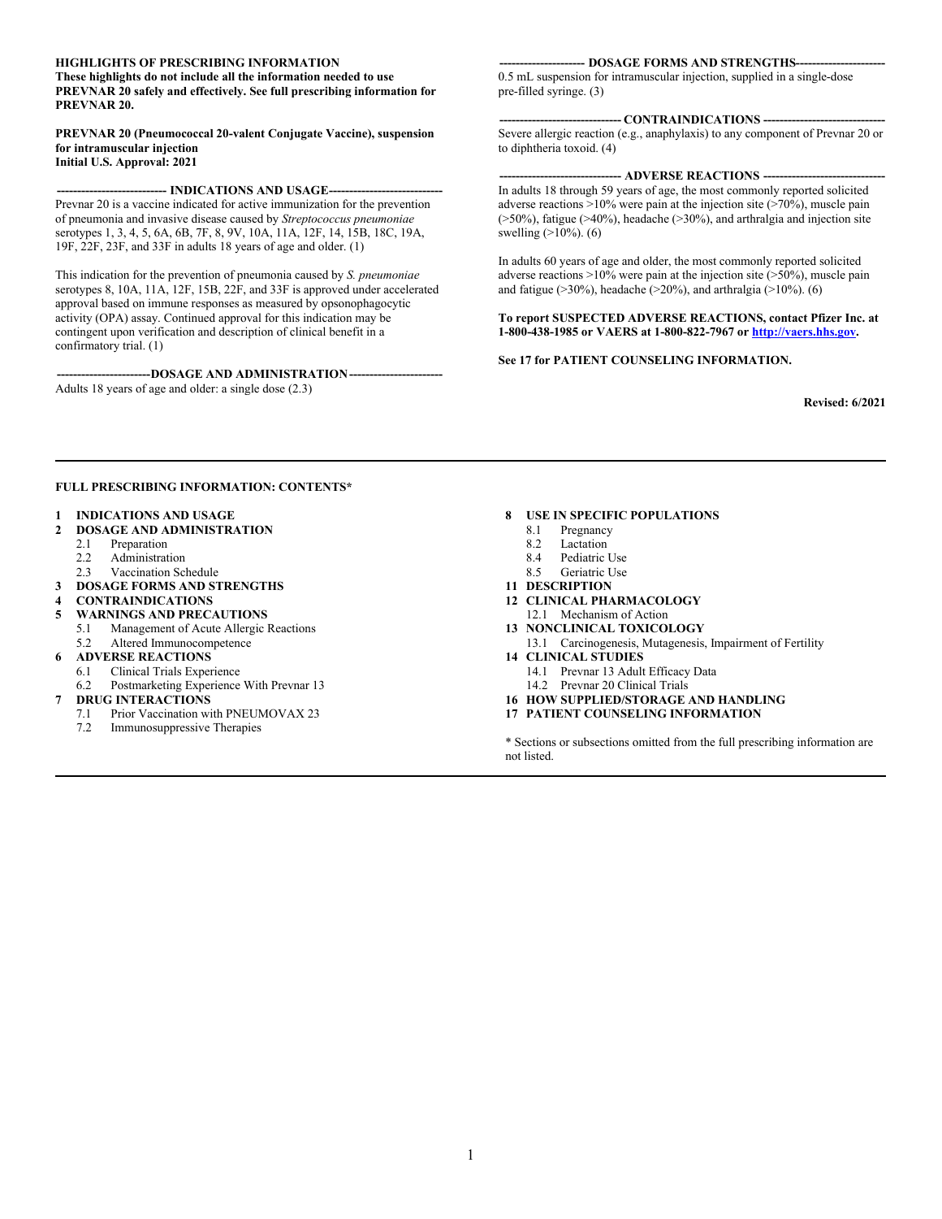**HIGHLIGHTS OF PRESCRIBING INFORMATION**
**These highlights do not include all the information needed to use PREVNAR 20 safely and effectively. See full prescribing information for PREVNAR 20.**

**PREVNAR 20 (Pneumococcal 20-valent Conjugate Vaccine), suspension for intramuscular injection**
**Initial U.S. Approval: 2021**

**INDICATIONS AND USAGE**

Prevnar 20 is a vaccine indicated for active immunization for the prevention of pneumonia and invasive disease caused by *Streptococcus pneumoniae* serotypes 1, 3, 4, 5, 6A, 6B, 7F, 8, 9V, 10A, 11A, 12F, 14, 15B, 18C, 19A, 19F, 22F, 23F, and 33F in adults 18 years of age and older. (1)

This indication for the prevention of pneumonia caused by *S. pneumoniae* serotypes 8, 10A, 11A, 12F, 15B, 22F, and 33F is approved under accelerated approval based on immune responses as measured by opsonophagocytic activity (OPA) assay. Continued approval for this indication may be contingent upon verification and description of clinical benefit in a confirmatory trial. (1)

**DOSAGE AND ADMINISTRATION**

Adults 18 years of age and older: a single dose (2.3)

**DOSAGE FORMS AND STRENGTHS**

0.5 mL suspension for intramuscular injection, supplied in a single-dose pre-filled syringe. (3)

**CONTRAINDICATIONS**

Severe allergic reaction (e.g., anaphylaxis) to any component of Prevnar 20 or to diphtheria toxoid. (4)

**ADVERSE REACTIONS**

In adults 18 through 59 years of age, the most commonly reported solicited adverse reactions >10% were pain at the injection site (>70%), muscle pain (>50%), fatigue (>40%), headache (>30%), and arthralgia and injection site swelling (>10%). (6)

In adults 60 years of age and older, the most commonly reported solicited adverse reactions >10% were pain at the injection site (>50%), muscle pain and fatigue (>30%), headache (>20%), and arthralgia (>10%). (6)

**To report SUSPECTED ADVERSE REACTIONS, contact Pfizer Inc. at 1-800-438-1985 or VAERS at 1-800-822-7967 or http://vaers.hhs.gov.**

**See 17 for PATIENT COUNSELING INFORMATION.**

**Revised: 6/2021**

---

**FULL PRESCRIBING INFORMATION: CONTENTS***

**1 INDICATIONS AND USAGE**
**2 DOSAGE AND ADMINISTRATION**
- 2.1 Preparation
- 2.2 Administration
- 2.3 Vaccination Schedule

**3 DOSAGE FORMS AND STRENGTHS**
**4 CONTRAINDICATIONS**
**5 WARNINGS AND PRECAUTIONS**
- 5.1 Management of Acute Allergic Reactions
- 5.2 Altered Immunocompetence

**6 ADVERSE REACTIONS**
- 6.1 Clinical Trials Experience
- 6.2 Postmarketing Experience With Prevnar 13

**7 DRUG INTERACTIONS**
- 7.1 Prior Vaccination with PNEUMOVAX 23
- 7.2 Immunosuppressive Therapies

**8 USE IN SPECIFIC POPULATIONS**
- 8.1 Pregnancy
- 8.2 Lactation
- 8.4 Pediatric Use
- 8.5 Geriatric Use

**11 DESCRIPTION**
**12 CLINICAL PHARMACOLOGY**
- 12.1 Mechanism of Action

**13 NONCLINICAL TOXICOLOGY**
- 13.1 Carcinogenesis, Mutagenesis, Impairment of Fertility

**14 CLINICAL STUDIES**
- 14.1 Prevnar 13 Adult Efficacy Data
- 14.2 Prevnar 20 Clinical Trials

**16 HOW SUPPLIED/STORAGE AND HANDLING**
**17 PATIENT COUNSELING INFORMATION**

\* Sections or subsections omitted from the full prescribing information are not listed.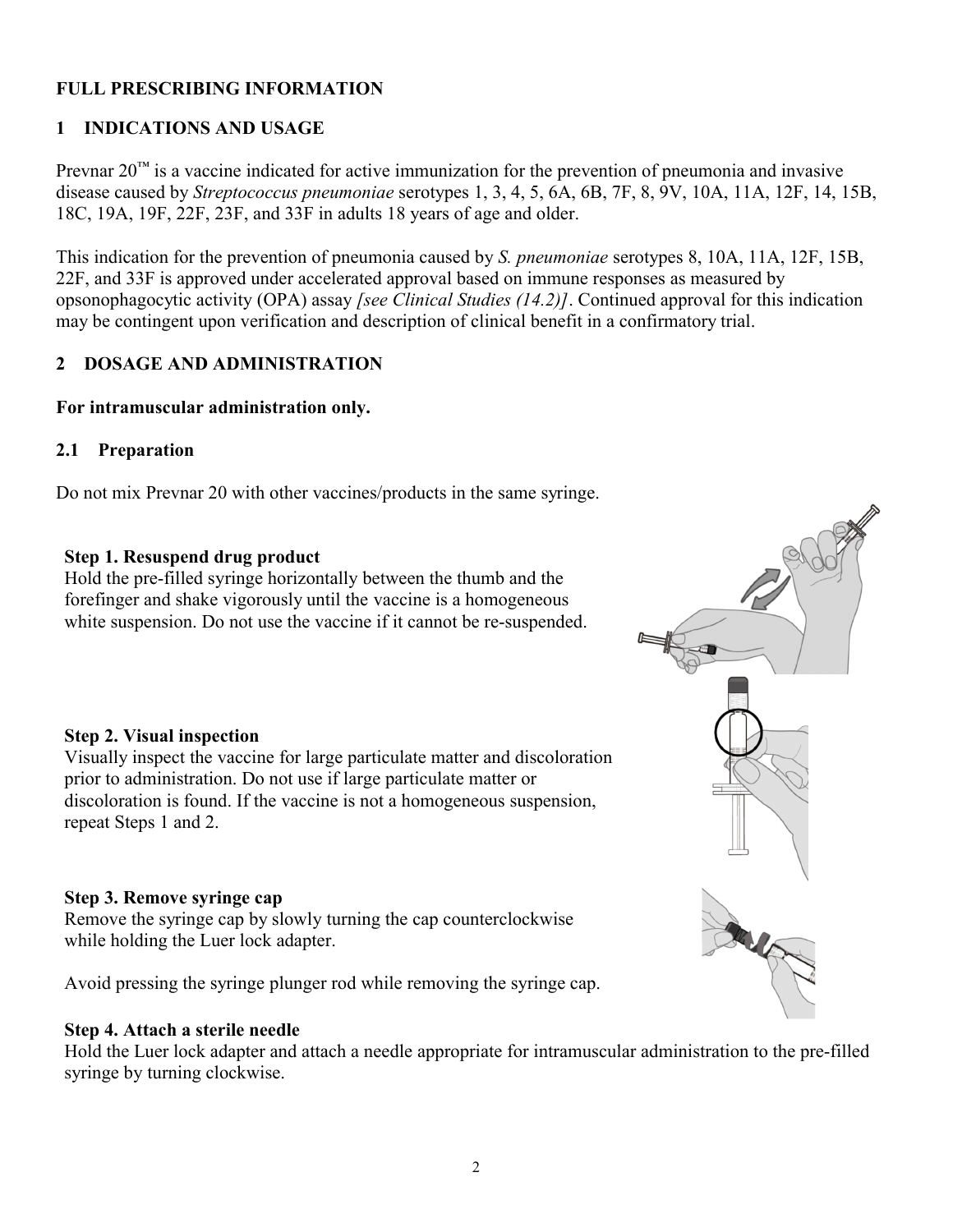# FULL PRESCRIBING INFORMATION

## 1 INDICATIONS AND USAGE

Prevnar 20™ is a vaccine indicated for active immunization for the prevention of pneumonia and invasive disease caused by *Streptococcus pneumoniae* serotypes 1, 3, 4, 5, 6A, 6B, 7F, 8, 9V, 10A, 11A, 12F, 14, 15B, 18C, 19A, 19F, 22F, 23F, and 33F in adults 18 years of age and older.

This indication for the prevention of pneumonia caused by *S. pneumoniae* serotypes 8, 10A, 11A, 12F, 15B, 22F, and 33F is approved under accelerated approval based on immune responses as measured by opsonophagocytic activity (OPA) assay *[see Clinical Studies (14.2)]*. Continued approval for this indication may be contingent upon verification and description of clinical benefit in a confirmatory trial.

## 2 DOSAGE AND ADMINISTRATION

**For intramuscular administration only.**

### 2.1 Preparation

Do not mix Prevnar 20 with other vaccines/products in the same syringe.

**Step 1. Resuspend drug product**
Hold the pre-filled syringe horizontally between the thumb and the forefinger and shake vigorously until the vaccine is a homogeneous white suspension. Do not use the vaccine if it cannot be re-suspended.

**Step 2. Visual inspection**
Visually inspect the vaccine for large particulate matter and discoloration prior to administration. Do not use if large particulate matter or discoloration is found. If the vaccine is not a homogeneous suspension, repeat Steps 1 and 2.

**Step 3. Remove syringe cap**
Remove the syringe cap by slowly turning the cap counterclockwise while holding the Luer lock adapter.

Avoid pressing the syringe plunger rod while removing the syringe cap.

**Step 4. Attach a sterile needle**
Hold the Luer lock adapter and attach a needle appropriate for intramuscular administration to the pre-filled syringe by turning clockwise.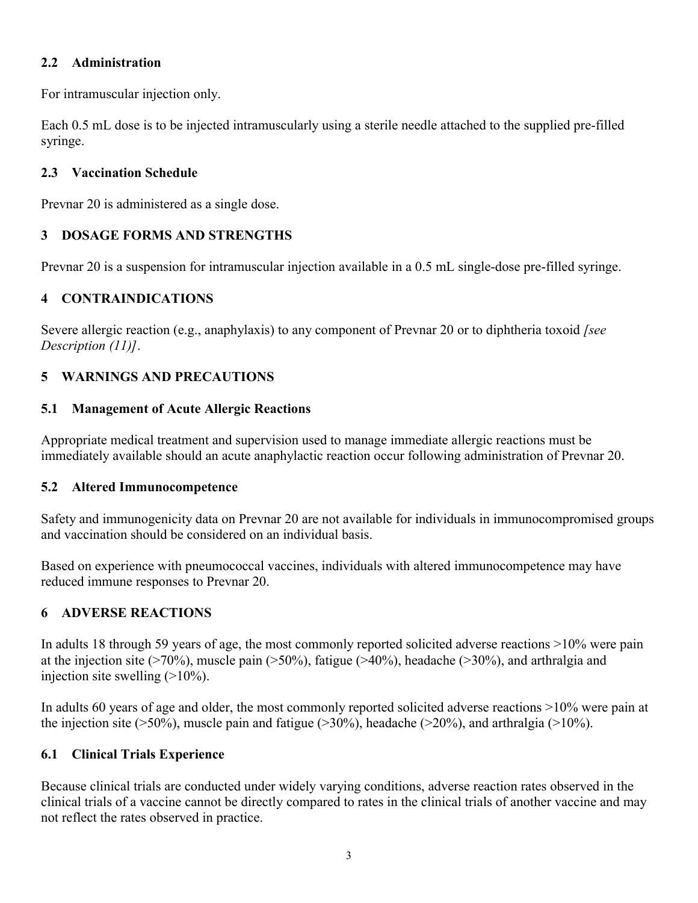### 2.2 Administration

For intramuscular injection only.

Each 0.5 mL dose is to be injected intramuscularly using a sterile needle attached to the supplied pre-filled syringe.

### 2.3 Vaccination Schedule

Prevnar 20 is administered as a single dose.

## 3 DOSAGE FORMS AND STRENGTHS

Prevnar 20 is a suspension for intramuscular injection available in a 0.5 mL single-dose pre-filled syringe.

## 4 CONTRAINDICATIONS

Severe allergic reaction (e.g., anaphylaxis) to any component of Prevnar 20 or to diphtheria toxoid *[see Description (11)]*.

## 5 WARNINGS AND PRECAUTIONS

### 5.1 Management of Acute Allergic Reactions

Appropriate medical treatment and supervision used to manage immediate allergic reactions must be immediately available should an acute anaphylactic reaction occur following administration of Prevnar 20.

### 5.2 Altered Immunocompetence

Safety and immunogenicity data on Prevnar 20 are not available for individuals in immunocompromised groups and vaccination should be considered on an individual basis.

Based on experience with pneumococcal vaccines, individuals with altered immunocompetence may have reduced immune responses to Prevnar 20.

## 6 ADVERSE REACTIONS

In adults 18 through 59 years of age, the most commonly reported solicited adverse reactions >10% were pain at the injection site (>70%), muscle pain (>50%), fatigue (>40%), headache (>30%), and arthralgia and injection site swelling (>10%).

In adults 60 years of age and older, the most commonly reported solicited adverse reactions >10% were pain at the injection site (>50%), muscle pain and fatigue (>30%), headache (>20%), and arthralgia (>10%).

### 6.1 Clinical Trials Experience

Because clinical trials are conducted under widely varying conditions, adverse reaction rates observed in the clinical trials of a vaccine cannot be directly compared to rates in the clinical trials of another vaccine and may not reflect the rates observed in practice.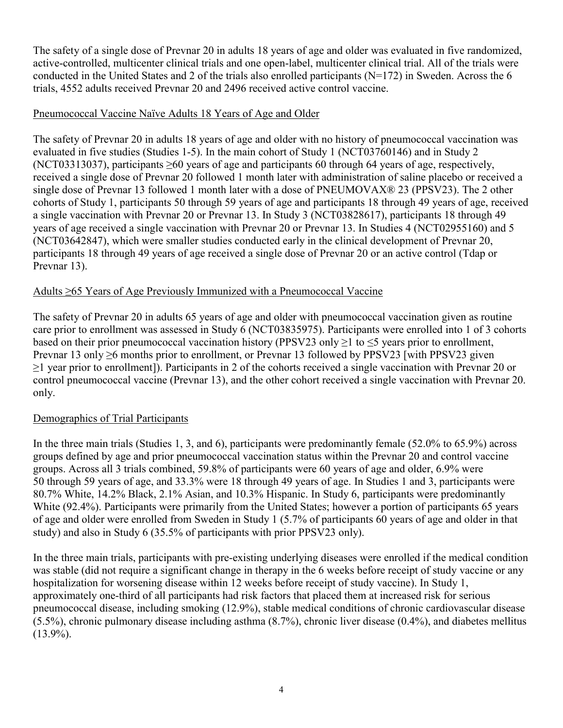The safety of a single dose of Prevnar 20 in adults 18 years of age and older was evaluated in five randomized, active-controlled, multicenter clinical trials and one open-label, multicenter clinical trial. All of the trials were conducted in the United States and 2 of the trials also enrolled participants (N=172) in Sweden. Across the 6 trials, 4552 adults received Prevnar 20 and 2496 received active control vaccine.

### Pneumococcal Vaccine Naïve Adults 18 Years of Age and Older

The safety of Prevnar 20 in adults 18 years of age and older with no history of pneumococcal vaccination was evaluated in five studies (Studies 1-5). In the main cohort of Study 1 (NCT03760146) and in Study 2 (NCT03313037), participants ≥60 years of age and participants 60 through 64 years of age, respectively, received a single dose of Prevnar 20 followed 1 month later with administration of saline placebo or received a single dose of Prevnar 13 followed 1 month later with a dose of PNEUMOVAX® 23 (PPSV23). The 2 other cohorts of Study 1, participants 50 through 59 years of age and participants 18 through 49 years of age, received a single vaccination with Prevnar 20 or Prevnar 13. In Study 3 (NCT03828617), participants 18 through 49 years of age received a single vaccination with Prevnar 20 or Prevnar 13. In Studies 4 (NCT02955160) and 5 (NCT03642847), which were smaller studies conducted early in the clinical development of Prevnar 20, participants 18 through 49 years of age received a single dose of Prevnar 20 or an active control (Tdap or Prevnar 13).

### Adults ≥65 Years of Age Previously Immunized with a Pneumococcal Vaccine

The safety of Prevnar 20 in adults 65 years of age and older with pneumococcal vaccination given as routine care prior to enrollment was assessed in Study 6 (NCT03835975). Participants were enrolled into 1 of 3 cohorts based on their prior pneumococcal vaccination history (PPSV23 only ≥1 to ≤5 years prior to enrollment, Prevnar 13 only ≥6 months prior to enrollment, or Prevnar 13 followed by PPSV23 [with PPSV23 given ≥1 year prior to enrollment]). Participants in 2 of the cohorts received a single vaccination with Prevnar 20 or control pneumococcal vaccine (Prevnar 13), and the other cohort received a single vaccination with Prevnar 20. only.

### Demographics of Trial Participants

In the three main trials (Studies 1, 3, and 6), participants were predominantly female (52.0% to 65.9%) across groups defined by age and prior pneumococcal vaccination status within the Prevnar 20 and control vaccine groups. Across all 3 trials combined, 59.8% of participants were 60 years of age and older, 6.9% were 50 through 59 years of age, and 33.3% were 18 through 49 years of age. In Studies 1 and 3, participants were 80.7% White, 14.2% Black, 2.1% Asian, and 10.3% Hispanic. In Study 6, participants were predominantly White (92.4%). Participants were primarily from the United States; however a portion of participants 65 years of age and older were enrolled from Sweden in Study 1 (5.7% of participants 60 years of age and older in that study) and also in Study 6 (35.5% of participants with prior PPSV23 only).

In the three main trials, participants with pre-existing underlying diseases were enrolled if the medical condition was stable (did not require a significant change in therapy in the 6 weeks before receipt of study vaccine or any hospitalization for worsening disease within 12 weeks before receipt of study vaccine). In Study 1, approximately one-third of all participants had risk factors that placed them at increased risk for serious pneumococcal disease, including smoking (12.9%), stable medical conditions of chronic cardiovascular disease (5.5%), chronic pulmonary disease including asthma (8.7%), chronic liver disease (0.4%), and diabetes mellitus (13.9%).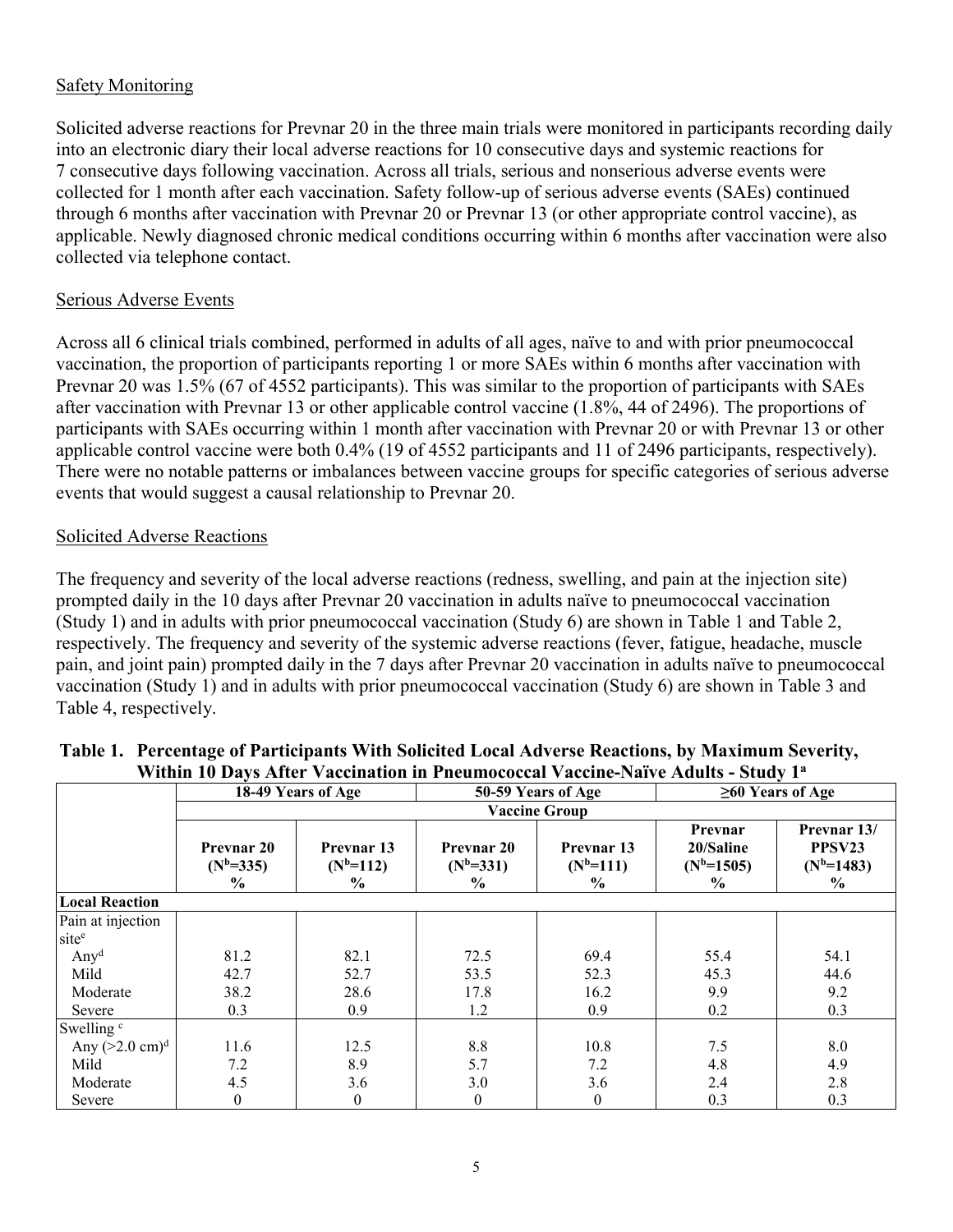Safety Monitoring

Solicited adverse reactions for Prevnar 20 in the three main trials were monitored in participants recording daily into an electronic diary their local adverse reactions for 10 consecutive days and systemic reactions for 7 consecutive days following vaccination. Across all trials, serious and nonserious adverse events were collected for 1 month after each vaccination. Safety follow-up of serious adverse events (SAEs) continued through 6 months after vaccination with Prevnar 20 or Prevnar 13 (or other appropriate control vaccine), as applicable. Newly diagnosed chronic medical conditions occurring within 6 months after vaccination were also collected via telephone contact.

Serious Adverse Events

Across all 6 clinical trials combined, performed in adults of all ages, naïve to and with prior pneumococcal vaccination, the proportion of participants reporting 1 or more SAEs within 6 months after vaccination with Prevnar 20 was 1.5% (67 of 4552 participants). This was similar to the proportion of participants with SAEs after vaccination with Prevnar 13 or other applicable control vaccine (1.8%, 44 of 2496). The proportions of participants with SAEs occurring within 1 month after vaccination with Prevnar 20 or with Prevnar 13 or other applicable control vaccine were both 0.4% (19 of 4552 participants and 11 of 2496 participants, respectively). There were no notable patterns or imbalances between vaccine groups for specific categories of serious adverse events that would suggest a causal relationship to Prevnar 20.

Solicited Adverse Reactions

The frequency and severity of the local adverse reactions (redness, swelling, and pain at the injection site) prompted daily in the 10 days after Prevnar 20 vaccination in adults naïve to pneumococcal vaccination (Study 1) and in adults with prior pneumococcal vaccination (Study 6) are shown in Table 1 and Table 2, respectively. The frequency and severity of the systemic adverse reactions (fever, fatigue, headache, muscle pain, and joint pain) prompted daily in the 7 days after Prevnar 20 vaccination in adults naïve to pneumococcal vaccination (Study 1) and in adults with prior pneumococcal vaccination (Study 6) are shown in Table 3 and Table 4, respectively.

**Table 1. Percentage of Participants With Solicited Local Adverse Reactions, by Maximum Severity, Within 10 Days After Vaccination in Pneumococcal Vaccine-Naïve Adults - Study 1[a]**

| | 18-49 Years of Age | | 50-59 Years of Age | | ≥60 Years of Age | |
|---|---|---|---|---|---|---|
| | Vaccine Group | | | | | |
| | Prevnar 20 (N[b]=335) % | Prevnar 13 (N[b]=112) % | Prevnar 20 (N[b]=331) % | Prevnar 13 (N[b]=111) % | Prevnar 20/Saline (N[b]=1505) % | Prevnar 13/ PPSV23 (N[b]=1483) % |
| **Local Reaction** | | | | | | |
| Pain at injection site[e] | | | | | | |
| Any[d] | 81.2 | 82.1 | 72.5 | 69.4 | 55.4 | 54.1 |
| Mild | 42.7 | 52.7 | 53.5 | 52.3 | 45.3 | 44.6 |
| Moderate | 38.2 | 28.6 | 17.8 | 16.2 | 9.9 | 9.2 |
| Severe | 0.3 | 0.9 | 1.2 | 0.9 | 0.2 | 0.3 |
| Swelling [c] | | | | | | |
| Any (>2.0 cm)[d] | 11.6 | 12.5 | 8.8 | 10.8 | 7.5 | 8.0 |
| Mild | 7.2 | 8.9 | 5.7 | 7.2 | 4.8 | 4.9 |
| Moderate | 4.5 | 3.6 | 3.0 | 3.6 | 2.4 | 2.8 |
| Severe | 0 | 0 | 0 | 0 | 0.3 | 0.3 |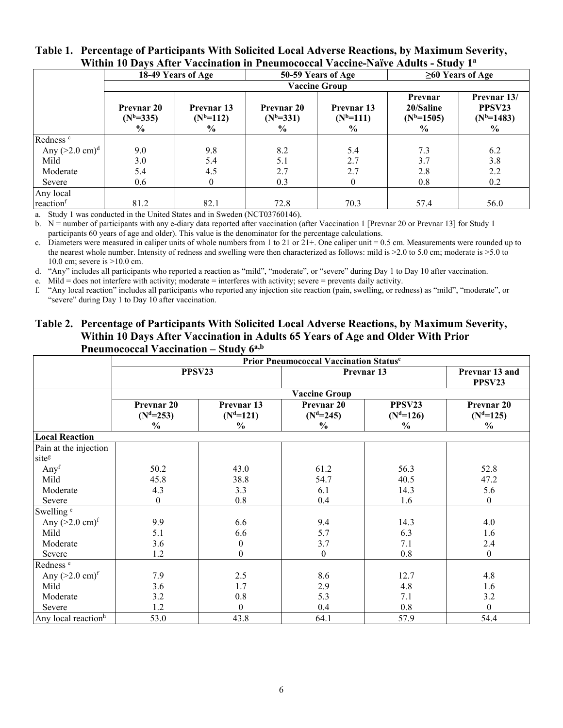**Table 1. Percentage of Participants With Solicited Local Adverse Reactions, by Maximum Severity, Within 10 Days After Vaccination in Pneumococcal Vaccine-Naïve Adults - Study 1[a]**

| | 18-49 Years of Age | | 50-59 Years of Age | | ≥60 Years of Age | |
|---|---|---|---|---|---|---|
| | Vaccine Group | | | | | |
| | Prevnar 20 (N[b]=335) % | Prevnar 13 (N[b]=112) % | Prevnar 20 (N[b]=331) % | Prevnar 13 (N[b]=111) % | Prevnar 20/Saline (N[b]=1505) % | Prevnar 13/ PPSV23 (N[b]=1483) % |
| Redness [c] | | | | | | |
| Any (>2.0 cm)[d] | 9.0 | 9.8 | 8.2 | 5.4 | 7.3 | 6.2 |
| Mild | 3.0 | 5.4 | 5.1 | 2.7 | 3.7 | 3.8 |
| Moderate | 5.4 | 4.5 | 2.7 | 2.7 | 2.8 | 2.2 |
| Severe | 0.6 | 0 | 0.3 | 0 | 0.8 | 0.2 |
| Any local reaction[f] | 81.2 | 82.1 | 72.8 | 70.3 | 57.4 | 56.0 |

a. Study 1 was conducted in the United States and in Sweden (NCT03760146).
b. N = number of participants with any e-diary data reported after vaccination (after Vaccination 1 [Prevnar 20 or Prevnar 13] for Study 1 participants 60 years of age and older). This value is the denominator for the percentage calculations.
c. Diameters were measured in caliper units of whole numbers from 1 to 21 or 21+. One caliper unit = 0.5 cm. Measurements were rounded up to the nearest whole number. Intensity of redness and swelling were then characterized as follows: mild is >2.0 to 5.0 cm; moderate is >5.0 to 10.0 cm; severe is >10.0 cm.
d. "Any" includes all participants who reported a reaction as "mild", "moderate", or "severe" during Day 1 to Day 10 after vaccination.
e. Mild = does not interfere with activity; moderate = interferes with activity; severe = prevents daily activity.
f. "Any local reaction" includes all participants who reported any injection site reaction (pain, swelling, or redness) as "mild", "moderate", or "severe" during Day 1 to Day 10 after vaccination.

**Table 2. Percentage of Participants With Solicited Local Adverse Reactions, by Maximum Severity, Within 10 Days After Vaccination in Adults 65 Years of Age and Older With Prior Pneumococcal Vaccination – Study 6[a,b]**

| | Prior Pneumococcal Vaccination Status[c] | | | | |
|---|---|---|---|---|---|
| | PPSV23 | | Prevnar 13 | | Prevnar 13 and PPSV23 |
| | Vaccine Group | | | | |
| | Prevnar 20 (N[d]=253) % | Prevnar 13 (N[d]=121) % | Prevnar 20 (N[d]=245) % | PPSV23 (N[d]=126) % | Prevnar 20 (N[d]=125) % |
| **Local Reaction** | | | | | |
| Pain at the injection site[g] | | | | | |
| Any[f] | 50.2 | 43.0 | 61.2 | 56.3 | 52.8 |
| Mild | 45.8 | 38.8 | 54.7 | 40.5 | 47.2 |
| Moderate | 4.3 | 3.3 | 6.1 | 14.3 | 5.6 |
| Severe | 0 | 0.8 | 0.4 | 1.6 | 0 |
| Swelling [e] | | | | | |
| Any (>2.0 cm)[f] | 9.9 | 6.6 | 9.4 | 14.3 | 4.0 |
| Mild | 5.1 | 6.6 | 5.7 | 6.3 | 1.6 |
| Moderate | 3.6 | 0 | 3.7 | 7.1 | 2.4 |
| Severe | 1.2 | 0 | 0 | 0.8 | 0 |
| Redness [e] | | | | | |
| Any (>2.0 cm)[f] | 7.9 | 2.5 | 8.6 | 12.7 | 4.8 |
| Mild | 3.6 | 1.7 | 2.9 | 4.8 | 1.6 |
| Moderate | 3.2 | 0.8 | 5.3 | 7.1 | 3.2 |
| Severe | 1.2 | 0 | 0.4 | 0.8 | 0 |
| Any local reaction[h] | 53.0 | 43.8 | 64.1 | 57.9 | 54.4 |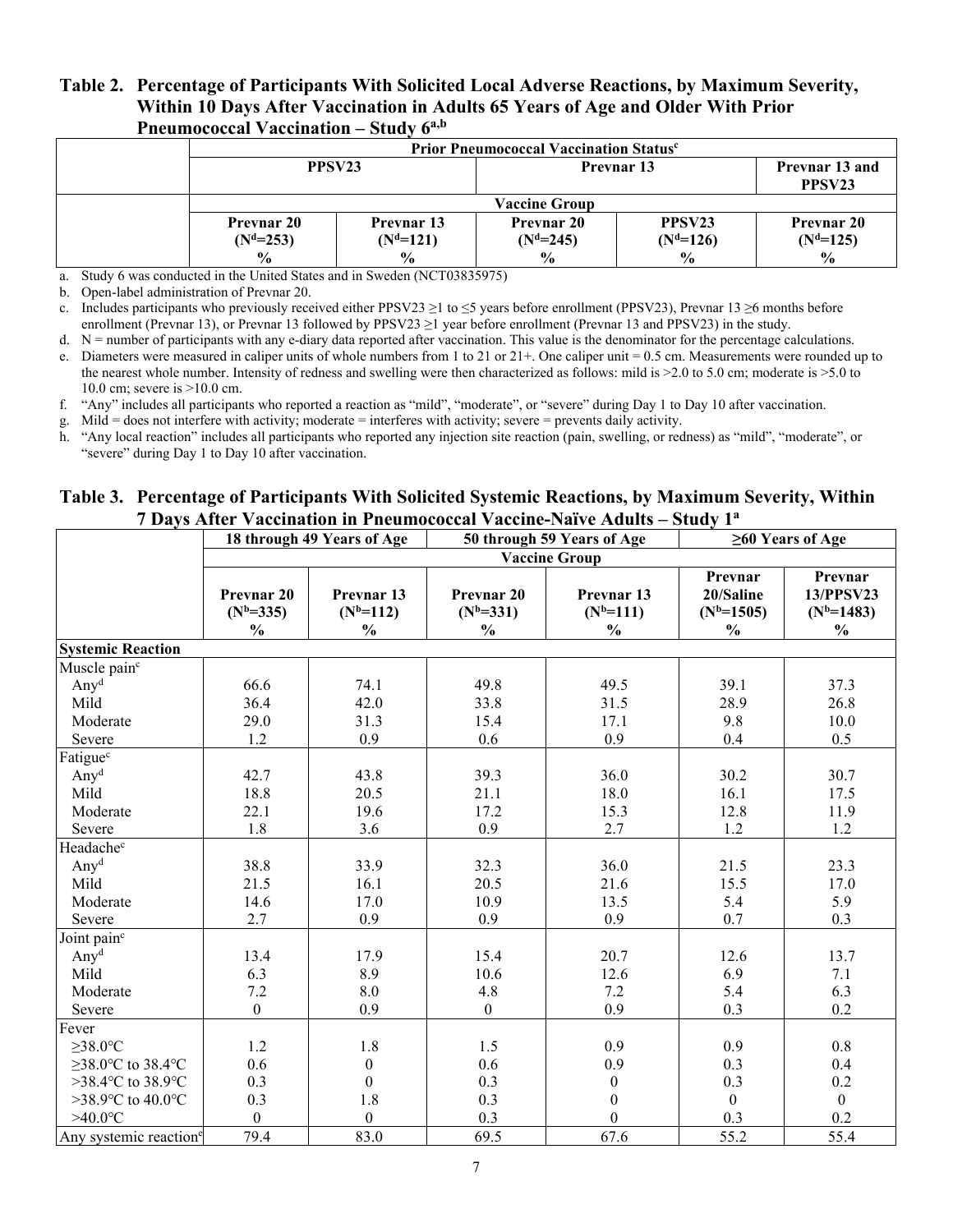**Table 2. Percentage of Participants With Solicited Local Adverse Reactions, by Maximum Severity, Within 10 Days After Vaccination in Adults 65 Years of Age and Older With Prior Pneumococcal Vaccination – Study 6[a,b]**

| | Prior Pneumococcal Vaccination Status[c] | | | | |
|---|---|---|---|---|---|
| | PPSV23 | | Prevnar 13 | | Prevnar 13 and PPSV23 |
| | Vaccine Group | | | | |
| | Prevnar 20 (N[d]=253) % | Prevnar 13 (N[d]=121) % | Prevnar 20 (N[d]=245) % | PPSV23 (N[d]=126) % | Prevnar 20 (N[d]=125) % |

a. Study 6 was conducted in the United States and in Sweden (NCT03835975)

b. Open-label administration of Prevnar 20.

c. Includes participants who previously received either PPSV23 ≥1 to ≤5 years before enrollment (PPSV23), Prevnar 13 ≥6 months before enrollment (Prevnar 13), or Prevnar 13 followed by PPSV23 ≥1 year before enrollment (Prevnar 13 and PPSV23) in the study.

d. N = number of participants with any e-diary data reported after vaccination. This value is the denominator for the percentage calculations.

e. Diameters were measured in caliper units of whole numbers from 1 to 21 or 21+. One caliper unit = 0.5 cm. Measurements were rounded up to the nearest whole number. Intensity of redness and swelling were then characterized as follows: mild is >2.0 to 5.0 cm; moderate is >5.0 to 10.0 cm; severe is >10.0 cm.

f. "Any" includes all participants who reported a reaction as "mild", "moderate", or "severe" during Day 1 to Day 10 after vaccination.

g. Mild = does not interfere with activity; moderate = interferes with activity; severe = prevents daily activity.

h. "Any local reaction" includes all participants who reported any injection site reaction (pain, swelling, or redness) as "mild", "moderate", or "severe" during Day 1 to Day 10 after vaccination.

**Table 3. Percentage of Participants With Solicited Systemic Reactions, by Maximum Severity, Within 7 Days After Vaccination in Pneumococcal Vaccine-Naïve Adults – Study 1[a]**

| | 18 through 49 Years of Age | | 50 through 59 Years of Age | | ≥60 Years of Age | |
|---|---|---|---|---|---|---|
| | Vaccine Group | | | | | |
| | Prevnar 20 (N[b]=335) % | Prevnar 13 (N[b]=112) % | Prevnar 20 (N[b]=331) % | Prevnar 13 (N[b]=111) % | Prevnar 20/Saline (N[b]=1505) % | Prevnar 13/PPSV23 (N[b]=1483) % |
| **Systemic Reaction** | | | | | | |
| Muscle pain[c] | | | | | | |
| Any[d] | 66.6 | 74.1 | 49.8 | 49.5 | 39.1 | 37.3 |
| Mild | 36.4 | 42.0 | 33.8 | 31.5 | 28.9 | 26.8 |
| Moderate | 29.0 | 31.3 | 15.4 | 17.1 | 9.8 | 10.0 |
| Severe | 1.2 | 0.9 | 0.6 | 0.9 | 0.4 | 0.5 |
| Fatigue[c] | | | | | | |
| Any[d] | 42.7 | 43.8 | 39.3 | 36.0 | 30.2 | 30.7 |
| Mild | 18.8 | 20.5 | 21.1 | 18.0 | 16.1 | 17.5 |
| Moderate | 22.1 | 19.6 | 17.2 | 15.3 | 12.8 | 11.9 |
| Severe | 1.8 | 3.6 | 0.9 | 2.7 | 1.2 | 1.2 |
| Headache[c] | | | | | | |
| Any[d] | 38.8 | 33.9 | 32.3 | 36.0 | 21.5 | 23.3 |
| Mild | 21.5 | 16.1 | 20.5 | 21.6 | 15.5 | 17.0 |
| Moderate | 14.6 | 17.0 | 10.9 | 13.5 | 5.4 | 5.9 |
| Severe | 2.7 | 0.9 | 0.9 | 0.9 | 0.7 | 0.3 |
| Joint pain[c] | | | | | | |
| Any[d] | 13.4 | 17.9 | 15.4 | 20.7 | 12.6 | 13.7 |
| Mild | 6.3 | 8.9 | 10.6 | 12.6 | 6.9 | 7.1 |
| Moderate | 7.2 | 8.0 | 4.8 | 7.2 | 5.4 | 6.3 |
| Severe | 0 | 0.9 | 0 | 0.9 | 0.3 | 0.2 |
| Fever | | | | | | |
| ≥38.0°C | 1.2 | 1.8 | 1.5 | 0.9 | 0.9 | 0.8 |
| ≥38.0°C to 38.4°C | 0.6 | 0 | 0.6 | 0.9 | 0.3 | 0.4 |
| >38.4°C to 38.9°C | 0.3 | 0 | 0.3 | 0 | 0.3 | 0.2 |
| >38.9°C to 40.0°C | 0.3 | 1.8 | 0.3 | 0 | 0 | 0 |
| >40.0°C | 0 | 0 | 0.3 | 0 | 0.3 | 0.2 |
| Any systemic reaction[e] | 79.4 | 83.0 | 69.5 | 67.6 | 55.2 | 55.4 |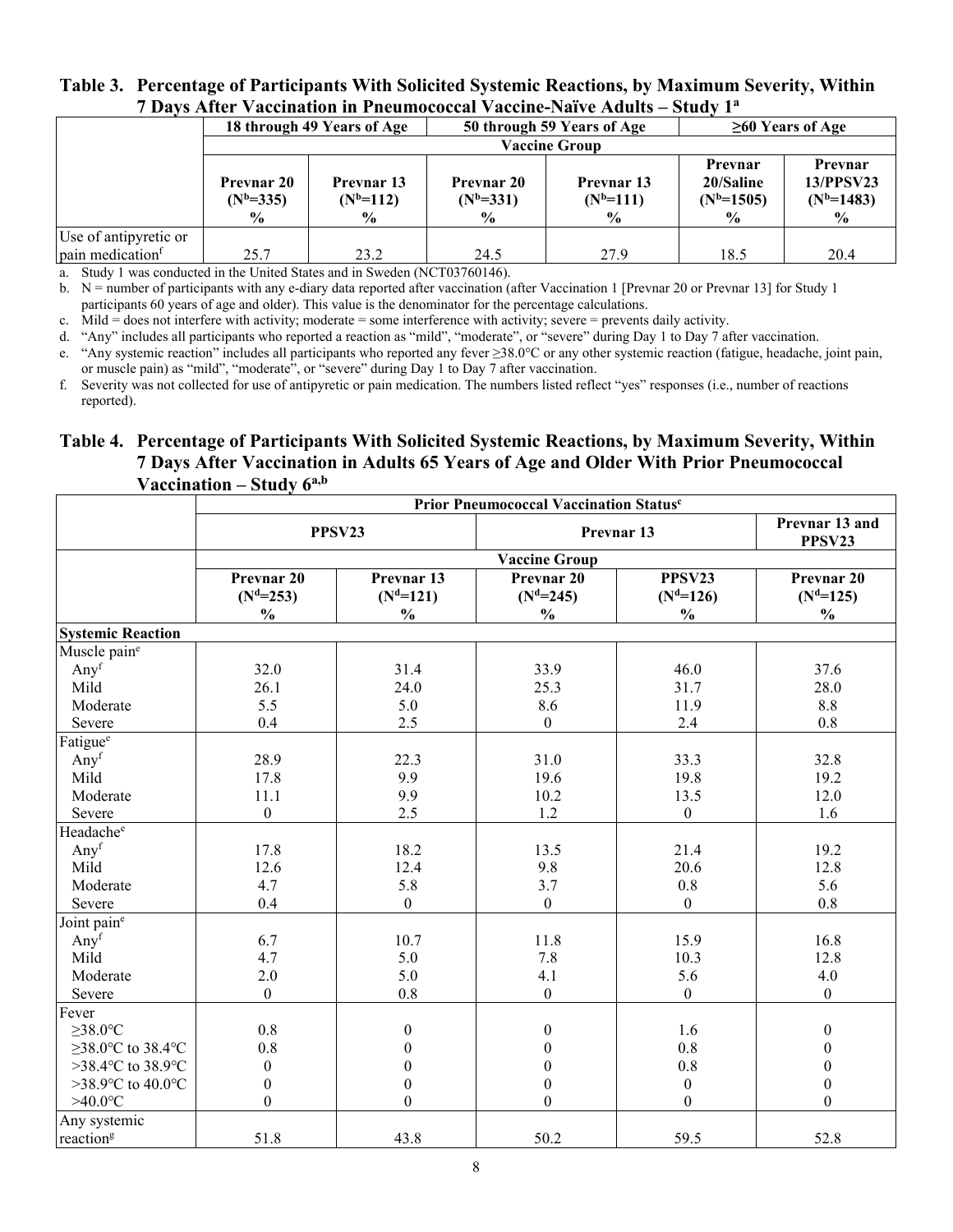**Table 3. Percentage of Participants With Solicited Systemic Reactions, by Maximum Severity, Within 7 Days After Vaccination in Pneumococcal Vaccine-Naïve Adults – Study 1[a]**

| | 18 through 49 Years of Age | | 50 through 59 Years of Age | | ≥60 Years of Age | |
|---|---|---|---|---|---|---|
| | Vaccine Group | | | | | |
| | Prevnar 20 ($N^b$=335) % | Prevnar 13 ($N^b$=112) % | Prevnar 20 ($N^b$=331) % | Prevnar 13 ($N^b$=111) % | Prevnar 20/Saline ($N^b$=1505) % | Prevnar 13/PPSV23 ($N^b$=1483) % |
| Use of antipyretic or pain medication[f] | 25.7 | 23.2 | 24.5 | 27.9 | 18.5 | 20.4 |

a. Study 1 was conducted in the United States and in Sweden (NCT03760146).

b. N = number of participants with any e-diary data reported after vaccination (after Vaccination 1 [Prevnar 20 or Prevnar 13] for Study 1 participants 60 years of age and older). This value is the denominator for the percentage calculations.

c. Mild = does not interfere with activity; moderate = some interference with activity; severe = prevents daily activity.

d. "Any" includes all participants who reported a reaction as "mild", "moderate", or "severe" during Day 1 to Day 7 after vaccination.

e. "Any systemic reaction" includes all participants who reported any fever ≥38.0°C or any other systemic reaction (fatigue, headache, joint pain, or muscle pain) as "mild", "moderate", or "severe" during Day 1 to Day 7 after vaccination.

f. Severity was not collected for use of antipyretic or pain medication. The numbers listed reflect "yes" responses (i.e., number of reactions reported).

**Table 4. Percentage of Participants With Solicited Systemic Reactions, by Maximum Severity, Within 7 Days After Vaccination in Adults 65 Years of Age and Older With Prior Pneumococcal Vaccination – Study 6[a,b]**

| | Prior Pneumococcal Vaccination Status[c] | | | | |
|---|---|---|---|---|---|
| | PPSV23 | | Prevnar 13 | | Prevnar 13 and PPSV23 |
| | Vaccine Group | | | | |
| | Prevnar 20 ($N^d$=253) % | Prevnar 13 ($N^d$=121) % | Prevnar 20 ($N^d$=245) % | PPSV23 ($N^d$=126) % | Prevnar 20 ($N^d$=125) % |
| **Systemic Reaction** | | | | | |
| Muscle pain[e] | | | | | |
| Any[f] | 32.0 | 31.4 | 33.9 | 46.0 | 37.6 |
| Mild | 26.1 | 24.0 | 25.3 | 31.7 | 28.0 |
| Moderate | 5.5 | 5.0 | 8.6 | 11.9 | 8.8 |
| Severe | 0.4 | 2.5 | 0 | 2.4 | 0.8 |
| Fatigue[e] | | | | | |
| Any[f] | 28.9 | 22.3 | 31.0 | 33.3 | 32.8 |
| Mild | 17.8 | 9.9 | 19.6 | 19.8 | 19.2 |
| Moderate | 11.1 | 9.9 | 10.2 | 13.5 | 12.0 |
| Severe | 0 | 2.5 | 1.2 | 0 | 1.6 |
| Headache[e] | | | | | |
| Any[f] | 17.8 | 18.2 | 13.5 | 21.4 | 19.2 |
| Mild | 12.6 | 12.4 | 9.8 | 20.6 | 12.8 |
| Moderate | 4.7 | 5.8 | 3.7 | 0.8 | 5.6 |
| Severe | 0.4 | 0 | 0 | 0 | 0.8 |
| Joint pain[e] | | | | | |
| Any[f] | 6.7 | 10.7 | 11.8 | 15.9 | 16.8 |
| Mild | 4.7 | 5.0 | 7.8 | 10.3 | 12.8 |
| Moderate | 2.0 | 5.0 | 4.1 | 5.6 | 4.0 |
| Severe | 0 | 0.8 | 0 | 0 | 0 |
| Fever | | | | | |
| ≥38.0°C | 0.8 | 0 | 0 | 1.6 | 0 |
| ≥38.0°C to 38.4°C | 0.8 | 0 | 0 | 0.8 | 0 |
| >38.4°C to 38.9°C | 0 | 0 | 0 | 0.8 | 0 |
| >38.9°C to 40.0°C | 0 | 0 | 0 | 0 | 0 |
| >40.0°C | 0 | 0 | 0 | 0 | 0 |
| Any systemic reaction[g] | 51.8 | 43.8 | 50.2 | 59.5 | 52.8 |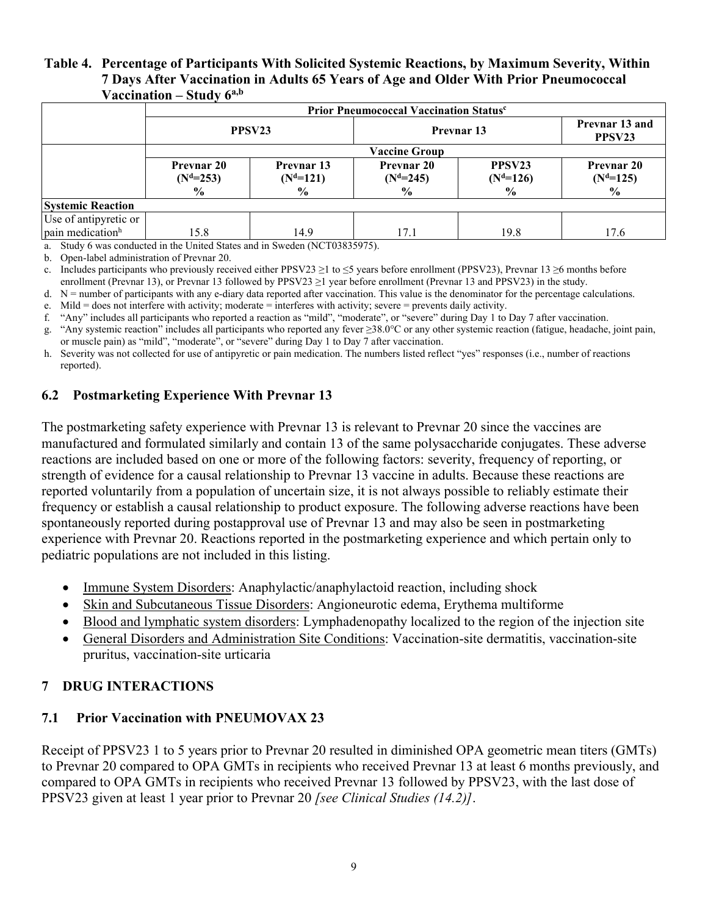**Table 4. Percentage of Participants With Solicited Systemic Reactions, by Maximum Severity, Within 7 Days After Vaccination in Adults 65 Years of Age and Older With Prior Pneumococcal Vaccination – Study 6[a,b]**

| | Prior Pneumococcal Vaccination Status[c] | | | | |
|---|---|---|---|---|---|
| | PPSV23 | | Prevnar 13 | | Prevnar 13 and PPSV23 |
| | Vaccine Group | | | | |
| | Prevnar 20 (N[d]=253) % | Prevnar 13 (N[d]=121) % | Prevnar 20 (N[d]=245) % | PPSV23 (N[d]=126) % | Prevnar 20 (N[d]=125) % |
| **Systemic Reaction** | | | | | |
| Use of antipyretic or pain medication[h] | 15.8 | 14.9 | 17.1 | 19.8 | 17.6 |

a. Study 6 was conducted in the United States and in Sweden (NCT03835975).
b. Open-label administration of Prevnar 20.
c. Includes participants who previously received either PPSV23 ≥1 to ≤5 years before enrollment (PPSV23), Prevnar 13 ≥6 months before enrollment (Prevnar 13), or Prevnar 13 followed by PPSV23 ≥1 year before enrollment (Prevnar 13 and PPSV23) in the study.
d. N = number of participants with any e-diary data reported after vaccination. This value is the denominator for the percentage calculations.
e. Mild = does not interfere with activity; moderate = interferes with activity; severe = prevents daily activity.
f. "Any" includes all participants who reported a reaction as "mild", "moderate", or "severe" during Day 1 to Day 7 after vaccination.
g. "Any systemic reaction" includes all participants who reported any fever ≥38.0°C or any other systemic reaction (fatigue, headache, joint pain, or muscle pain) as "mild", "moderate", or "severe" during Day 1 to Day 7 after vaccination.
h. Severity was not collected for use of antipyretic or pain medication. The numbers listed reflect "yes" responses (i.e., number of reactions reported).

## 6.2 Postmarketing Experience With Prevnar 13

The postmarketing safety experience with Prevnar 13 is relevant to Prevnar 20 since the vaccines are manufactured and formulated similarly and contain 13 of the same polysaccharide conjugates. These adverse reactions are included based on one or more of the following factors: severity, frequency of reporting, or strength of evidence for a causal relationship to Prevnar 13 vaccine in adults. Because these reactions are reported voluntarily from a population of uncertain size, it is not always possible to reliably estimate their frequency or establish a causal relationship to product exposure. The following adverse reactions have been spontaneously reported during postapproval use of Prevnar 13 and may also be seen in postmarketing experience with Prevnar 20. Reactions reported in the postmarketing experience and which pertain only to pediatric populations are not included in this listing.

- Immune System Disorders: Anaphylactic/anaphylactoid reaction, including shock
- Skin and Subcutaneous Tissue Disorders: Angioneurotic edema, Erythema multiforme
- Blood and lymphatic system disorders: Lymphadenopathy localized to the region of the injection site
- General Disorders and Administration Site Conditions: Vaccination-site dermatitis, vaccination-site pruritus, vaccination-site urticaria

# 7 DRUG INTERACTIONS

## 7.1 Prior Vaccination with PNEUMOVAX 23

Receipt of PPSV23 1 to 5 years prior to Prevnar 20 resulted in diminished OPA geometric mean titers (GMTs) to Prevnar 20 compared to OPA GMTs in recipients who received Prevnar 13 at least 6 months previously, and compared to OPA GMTs in recipients who received Prevnar 13 followed by PPSV23, with the last dose of PPSV23 given at least 1 year prior to Prevnar 20 *[see Clinical Studies (14.2)]*.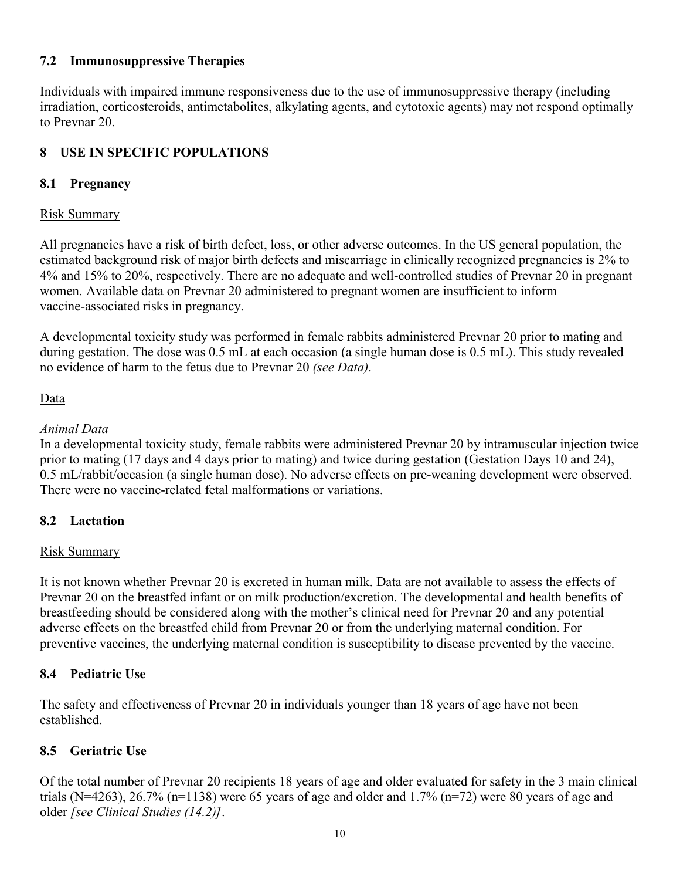### 7.2 Immunosuppressive Therapies

Individuals with impaired immune responsiveness due to the use of immunosuppressive therapy (including irradiation, corticosteroids, antimetabolites, alkylating agents, and cytotoxic agents) may not respond optimally to Prevnar 20.

## 8 USE IN SPECIFIC POPULATIONS

### 8.1 Pregnancy

Risk Summary

All pregnancies have a risk of birth defect, loss, or other adverse outcomes. In the US general population, the estimated background risk of major birth defects and miscarriage in clinically recognized pregnancies is 2% to 4% and 15% to 20%, respectively. There are no adequate and well-controlled studies of Prevnar 20 in pregnant women. Available data on Prevnar 20 administered to pregnant women are insufficient to inform vaccine-associated risks in pregnancy.

A developmental toxicity study was performed in female rabbits administered Prevnar 20 prior to mating and during gestation. The dose was 0.5 mL at each occasion (a single human dose is 0.5 mL). This study revealed no evidence of harm to the fetus due to Prevnar 20 *(see Data)*.

Data

*Animal Data*
In a developmental toxicity study, female rabbits were administered Prevnar 20 by intramuscular injection twice prior to mating (17 days and 4 days prior to mating) and twice during gestation (Gestation Days 10 and 24), 0.5 mL/rabbit/occasion (a single human dose). No adverse effects on pre-weaning development were observed. There were no vaccine-related fetal malformations or variations.

### 8.2 Lactation

Risk Summary

It is not known whether Prevnar 20 is excreted in human milk. Data are not available to assess the effects of Prevnar 20 on the breastfed infant or on milk production/excretion. The developmental and health benefits of breastfeeding should be considered along with the mother's clinical need for Prevnar 20 and any potential adverse effects on the breastfed child from Prevnar 20 or from the underlying maternal condition. For preventive vaccines, the underlying maternal condition is susceptibility to disease prevented by the vaccine.

### 8.4 Pediatric Use

The safety and effectiveness of Prevnar 20 in individuals younger than 18 years of age have not been established.

### 8.5 Geriatric Use

Of the total number of Prevnar 20 recipients 18 years of age and older evaluated for safety in the 3 main clinical trials (N=4263), 26.7% (n=1138) were 65 years of age and older and 1.7% (n=72) were 80 years of age and older *[see Clinical Studies (14.2)]*.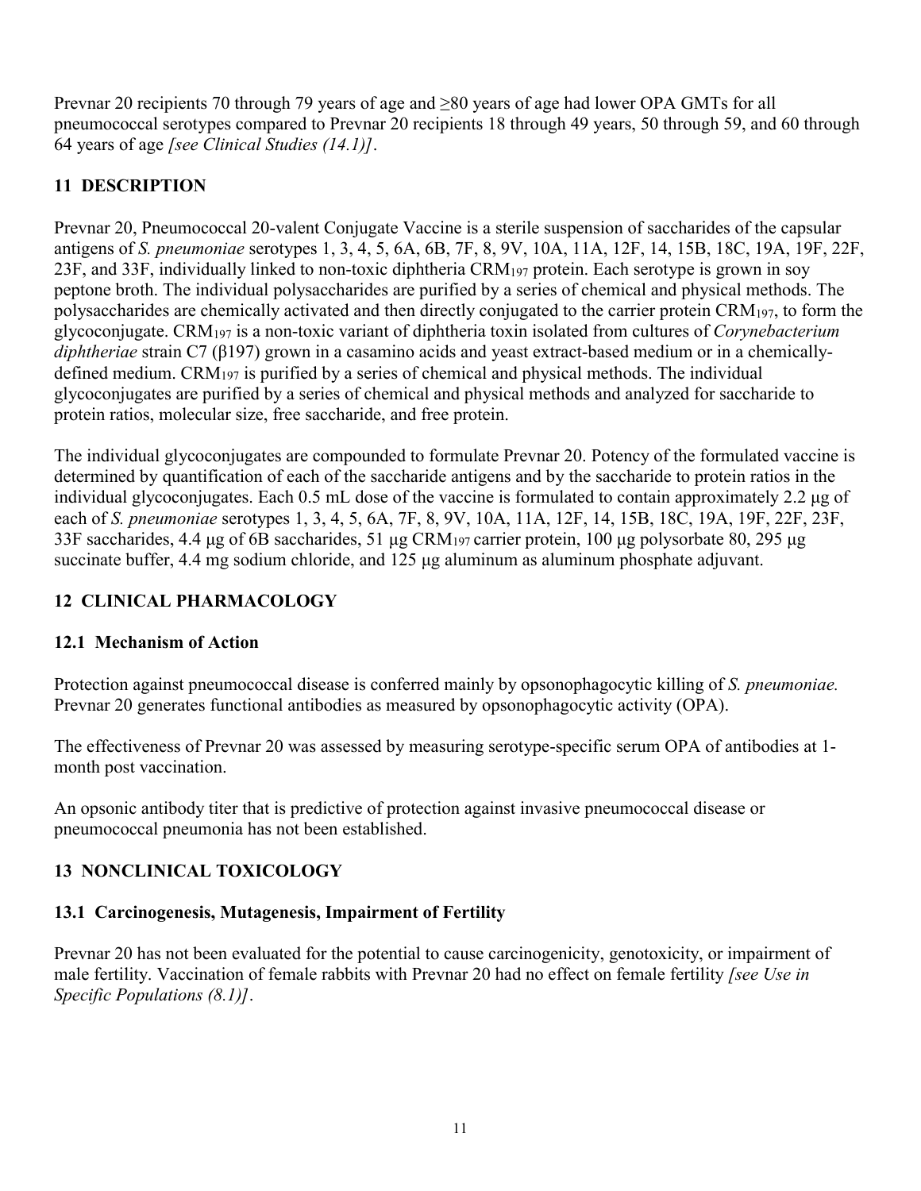Prevnar 20 recipients 70 through 79 years of age and ≥80 years of age had lower OPA GMTs for all pneumococcal serotypes compared to Prevnar 20 recipients 18 through 49 years, 50 through 59, and 60 through 64 years of age *[see Clinical Studies (14.1)]*.

## 11 DESCRIPTION

Prevnar 20, Pneumococcal 20-valent Conjugate Vaccine is a sterile suspension of saccharides of the capsular antigens of *S. pneumoniae* serotypes 1, 3, 4, 5, 6A, 6B, 7F, 8, 9V, 10A, 11A, 12F, 14, 15B, 18C, 19A, 19F, 22F, 23F, and 33F, individually linked to non-toxic diphtheria $CRM_{197}$ protein. Each serotype is grown in soy peptone broth. The individual polysaccharides are purified by a series of chemical and physical methods. The polysaccharides are chemically activated and then directly conjugated to the carrier protein $CRM_{197}$, to form the glycoconjugate. $CRM_{197}$ is a non-toxic variant of diphtheria toxin isolated from cultures of *Corynebacterium diphtheriae* strain C7 (β197) grown in a casamino acids and yeast extract-based medium or in a chemically-defined medium. $CRM_{197}$ is purified by a series of chemical and physical methods. The individual glycoconjugates are purified by a series of chemical and physical methods and analyzed for saccharide to protein ratios, molecular size, free saccharide, and free protein.

The individual glycoconjugates are compounded to formulate Prevnar 20. Potency of the formulated vaccine is determined by quantification of each of the saccharide antigens and by the saccharide to protein ratios in the individual glycoconjugates. Each 0.5 mL dose of the vaccine is formulated to contain approximately 2.2 μg of each of *S. pneumoniae* serotypes 1, 3, 4, 5, 6A, 7F, 8, 9V, 10A, 11A, 12F, 14, 15B, 18C, 19A, 19F, 22F, 23F, 33F saccharides, 4.4 μg of 6B saccharides, 51 μg $CRM_{197}$ carrier protein, 100 μg polysorbate 80, 295 μg succinate buffer, 4.4 mg sodium chloride, and 125 μg aluminum as aluminum phosphate adjuvant.

## 12 CLINICAL PHARMACOLOGY

### 12.1 Mechanism of Action

Protection against pneumococcal disease is conferred mainly by opsonophagocytic killing of *S. pneumoniae.* Prevnar 20 generates functional antibodies as measured by opsonophagocytic activity (OPA).

The effectiveness of Prevnar 20 was assessed by measuring serotype-specific serum OPA of antibodies at 1-month post vaccination.

An opsonic antibody titer that is predictive of protection against invasive pneumococcal disease or pneumococcal pneumonia has not been established.

## 13 NONCLINICAL TOXICOLOGY

### 13.1 Carcinogenesis, Mutagenesis, Impairment of Fertility

Prevnar 20 has not been evaluated for the potential to cause carcinogenicity, genotoxicity, or impairment of male fertility. Vaccination of female rabbits with Prevnar 20 had no effect on female fertility *[see Use in Specific Populations (8.1)]*.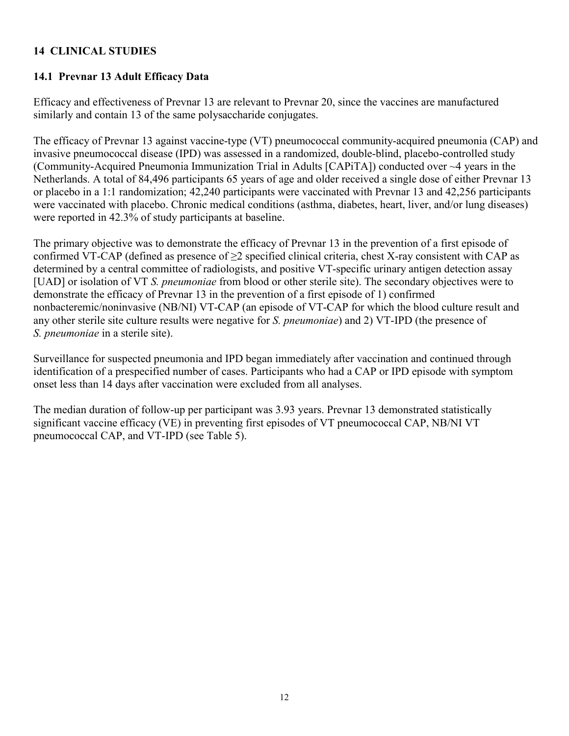## 14 CLINICAL STUDIES

### 14.1 Prevnar 13 Adult Efficacy Data

Efficacy and effectiveness of Prevnar 13 are relevant to Prevnar 20, since the vaccines are manufactured similarly and contain 13 of the same polysaccharide conjugates.

The efficacy of Prevnar 13 against vaccine-type (VT) pneumococcal community-acquired pneumonia (CAP) and invasive pneumococcal disease (IPD) was assessed in a randomized, double-blind, placebo-controlled study (Community-Acquired Pneumonia Immunization Trial in Adults [CAPiTA]) conducted over ~4 years in the Netherlands. A total of 84,496 participants 65 years of age and older received a single dose of either Prevnar 13 or placebo in a 1:1 randomization; 42,240 participants were vaccinated with Prevnar 13 and 42,256 participants were vaccinated with placebo. Chronic medical conditions (asthma, diabetes, heart, liver, and/or lung diseases) were reported in 42.3% of study participants at baseline.

The primary objective was to demonstrate the efficacy of Prevnar 13 in the prevention of a first episode of confirmed VT-CAP (defined as presence of ≥2 specified clinical criteria, chest X-ray consistent with CAP as determined by a central committee of radiologists, and positive VT-specific urinary antigen detection assay [UAD] or isolation of VT *S. pneumoniae* from blood or other sterile site). The secondary objectives were to demonstrate the efficacy of Prevnar 13 in the prevention of a first episode of 1) confirmed nonbacteremic/noninvasive (NB/NI) VT-CAP (an episode of VT-CAP for which the blood culture result and any other sterile site culture results were negative for *S. pneumoniae*) and 2) VT-IPD (the presence of *S. pneumoniae* in a sterile site).

Surveillance for suspected pneumonia and IPD began immediately after vaccination and continued through identification of a prespecified number of cases. Participants who had a CAP or IPD episode with symptom onset less than 14 days after vaccination were excluded from all analyses.

The median duration of follow-up per participant was 3.93 years. Prevnar 13 demonstrated statistically significant vaccine efficacy (VE) in preventing first episodes of VT pneumococcal CAP, NB/NI VT pneumococcal CAP, and VT-IPD (see Table 5).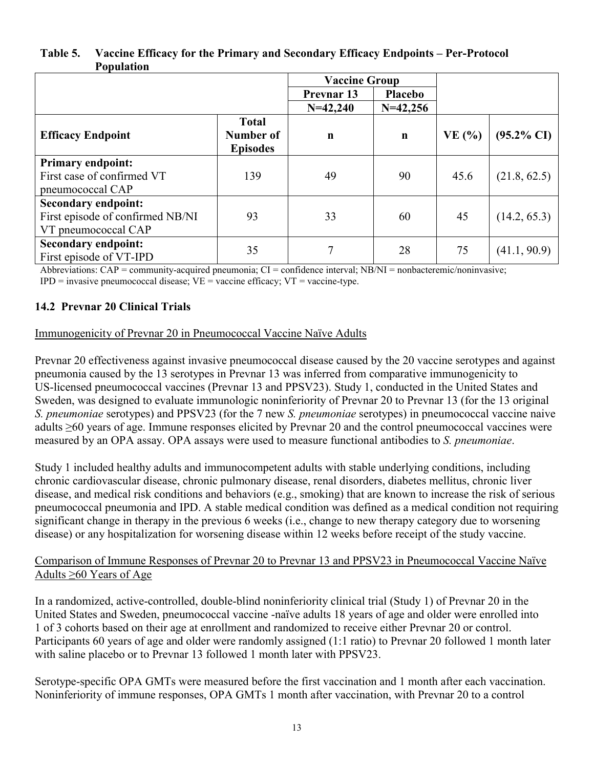**Table 5. Vaccine Efficacy for the Primary and Secondary Efficacy Endpoints – Per-Protocol Population**

| | | Vaccine Group | | | |
|---|---|---|---|---|---|
| | | Prevnar 13 | Placebo | | |
| | | N=42,240 | N=42,256 | | |
| **Efficacy Endpoint** | **Total Number of Episodes** | **n** | **n** | **VE (%)** | **(95.2% CI)** |
| **Primary endpoint:** First case of confirmed VT pneumococcal CAP | 139 | 49 | 90 | 45.6 | (21.8, 62.5) |
| **Secondary endpoint:** First episode of confirmed NB/NI VT pneumococcal CAP | 93 | 33 | 60 | 45 | (14.2, 65.3) |
| **Secondary endpoint:** First episode of VT-IPD | 35 | 7 | 28 | 75 | (41.1, 90.9) |

Abbreviations: CAP = community-acquired pneumonia; CI = confidence interval; NB/NI = nonbacteremic/noninvasive; IPD = invasive pneumococcal disease; VE = vaccine efficacy; VT = vaccine-type.

## 14.2 Prevnar 20 Clinical Trials

Immunogenicity of Prevnar 20 in Pneumococcal Vaccine Naïve Adults

Prevnar 20 effectiveness against invasive pneumococcal disease caused by the 20 vaccine serotypes and against pneumonia caused by the 13 serotypes in Prevnar 13 was inferred from comparative immunogenicity to US-licensed pneumococcal vaccines (Prevnar 13 and PPSV23). Study 1, conducted in the United States and Sweden, was designed to evaluate immunologic noninferiority of Prevnar 20 to Prevnar 13 (for the 13 original *S. pneumoniae* serotypes) and PPSV23 (for the 7 new *S. pneumoniae* serotypes) in pneumococcal vaccine naive adults ≥60 years of age. Immune responses elicited by Prevnar 20 and the control pneumococcal vaccines were measured by an OPA assay. OPA assays were used to measure functional antibodies to *S. pneumoniae*.

Study 1 included healthy adults and immunocompetent adults with stable underlying conditions, including chronic cardiovascular disease, chronic pulmonary disease, renal disorders, diabetes mellitus, chronic liver disease, and medical risk conditions and behaviors (e.g., smoking) that are known to increase the risk of serious pneumococcal pneumonia and IPD. A stable medical condition was defined as a medical condition not requiring significant change in therapy in the previous 6 weeks (i.e., change to new therapy category due to worsening disease) or any hospitalization for worsening disease within 12 weeks before receipt of the study vaccine.

Comparison of Immune Responses of Prevnar 20 to Prevnar 13 and PPSV23 in Pneumococcal Vaccine Naïve Adults ≥60 Years of Age

In a randomized, active-controlled, double-blind noninferiority clinical trial (Study 1) of Prevnar 20 in the United States and Sweden, pneumococcal vaccine -naïve adults 18 years of age and older were enrolled into 1 of 3 cohorts based on their age at enrollment and randomized to receive either Prevnar 20 or control. Participants 60 years of age and older were randomly assigned (1:1 ratio) to Prevnar 20 followed 1 month later with saline placebo or to Prevnar 13 followed 1 month later with PPSV23.

Serotype-specific OPA GMTs were measured before the first vaccination and 1 month after each vaccination. Noninferiority of immune responses, OPA GMTs 1 month after vaccination, with Prevnar 20 to a control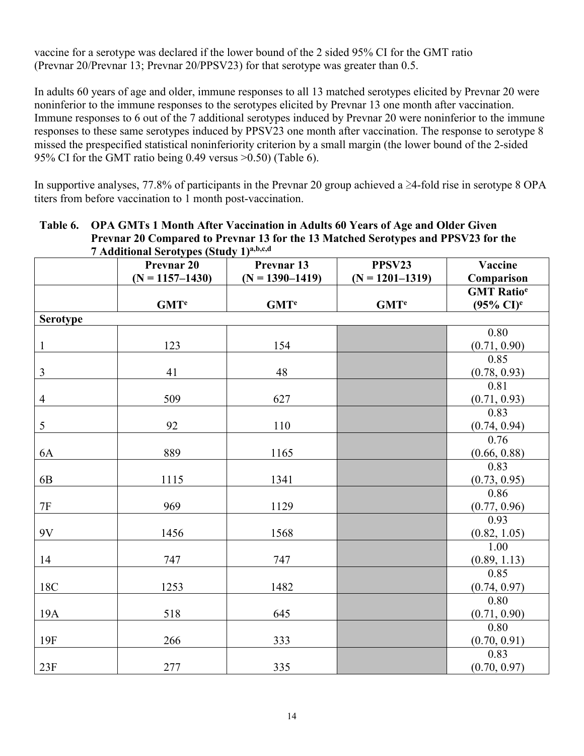vaccine for a serotype was declared if the lower bound of the 2 sided 95% CI for the GMT ratio (Prevnar 20/Prevnar 13; Prevnar 20/PPSV23) for that serotype was greater than 0.5.

In adults 60 years of age and older, immune responses to all 13 matched serotypes elicited by Prevnar 20 were noninferior to the immune responses to the serotypes elicited by Prevnar 13 one month after vaccination. Immune responses to 6 out of the 7 additional serotypes induced by Prevnar 20 were noninferior to the immune responses to these same serotypes induced by PPSV23 one month after vaccination. The response to serotype 8 missed the prespecified statistical noninferiority criterion by a small margin (the lower bound of the 2-sided 95% CI for the GMT ratio being 0.49 versus >0.50) (Table 6).

In supportive analyses, 77.8% of participants in the Prevnar 20 group achieved a ≥4-fold rise in serotype 8 OPA titers from before vaccination to 1 month post-vaccination.

**Table 6. OPA GMTs 1 Month After Vaccination in Adults 60 Years of Age and Older Given Prevnar 20 Compared to Prevnar 13 for the 13 Matched Serotypes and PPSV23 for the 7 Additional Serotypes (Study 1)[a,b,c,d]**

| | Prevnar 20 (N = 1157–1430) | Prevnar 13 (N = 1390–1419) | PPSV23 (N = 1201–1319) | Vaccine Comparison |
|---|---|---|---|---|
| | GMT[e] | GMT[e] | GMT[e] | GMT Ratio[e] (95% CI)[e] |
| **Serotype** | | | | |
| 1 | 123 | 154 | | 0.80 (0.71, 0.90) |
| 3 | 41 | 48 | | 0.85 (0.78, 0.93) |
| 4 | 509 | 627 | | 0.81 (0.71, 0.93) |
| 5 | 92 | 110 | | 0.83 (0.74, 0.94) |
| 6A | 889 | 1165 | | 0.76 (0.66, 0.88) |
| 6B | 1115 | 1341 | | 0.83 (0.73, 0.95) |
| 7F | 969 | 1129 | | 0.86 (0.77, 0.96) |
| 9V | 1456 | 1568 | | 0.93 (0.82, 1.05) |
| 14 | 747 | 747 | | 1.00 (0.89, 1.13) |
| 18C | 1253 | 1482 | | 0.85 (0.74, 0.97) |
| 19A | 518 | 645 | | 0.80 (0.71, 0.90) |
| 19F | 266 | 333 | | 0.80 (0.70, 0.91) |
| 23F | 277 | 335 | | 0.83 (0.70, 0.97) |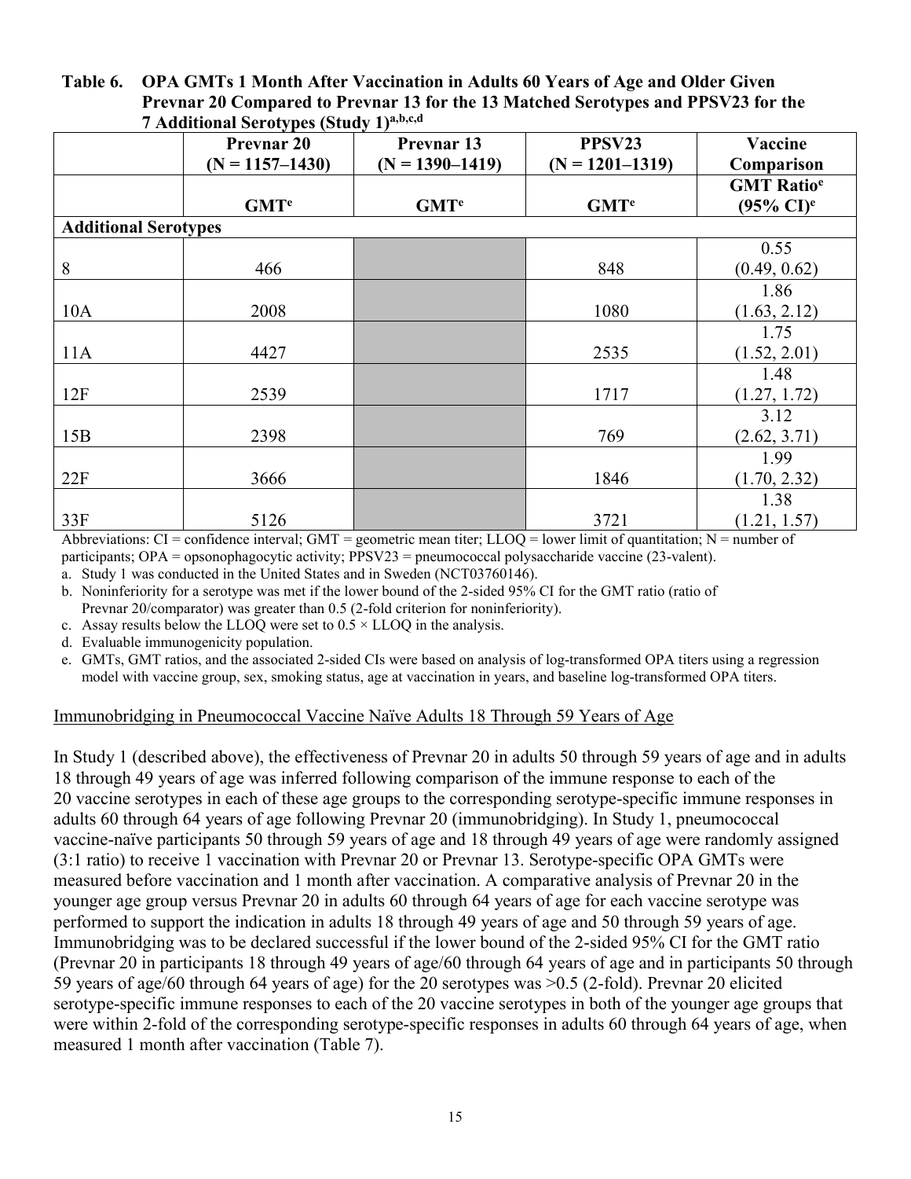**Table 6. OPA GMTs 1 Month After Vaccination in Adults 60 Years of Age and Older Given Prevnar 20 Compared to Prevnar 13 for the 13 Matched Serotypes and PPSV23 for the 7 Additional Serotypes (Study 1)[a,b,c,d]**

| | Prevnar 20 (N = 1157–1430) | Prevnar 13 (N = 1390–1419) | PPSV23 (N = 1201–1319) | Vaccine Comparison |
|---|---|---|---|---|
| | GMT[e] | GMT[e] | GMT[e] | GMT Ratio[e] (95% CI)[e] |
| **Additional Serotypes** | | | | |
| 8 | 466 | | 848 | 0.55 (0.49, 0.62) |
| 10A | 2008 | | 1080 | 1.86 (1.63, 2.12) |
| 11A | 4427 | | 2535 | 1.75 (1.52, 2.01) |
| 12F | 2539 | | 1717 | 1.48 (1.27, 1.72) |
| 15B | 2398 | | 769 | 3.12 (2.62, 3.71) |
| 22F | 3666 | | 1846 | 1.99 (1.70, 2.32) |
| 33F | 5126 | | 3721 | 1.38 (1.21, 1.57) |

Abbreviations: CI = confidence interval; GMT = geometric mean titer; LLOQ = lower limit of quantitation; N = number of participants; OPA = opsonophagocytic activity; PPSV23 = pneumococcal polysaccharide vaccine (23-valent).

a. Study 1 was conducted in the United States and in Sweden (NCT03760146).

b. Noninferiority for a serotype was met if the lower bound of the 2-sided 95% CI for the GMT ratio (ratio of Prevnar 20/comparator) was greater than 0.5 (2-fold criterion for noninferiority).

c. Assay results below the LLOQ were set to 0.5 × LLOQ in the analysis.

d. Evaluable immunogenicity population.

e. GMTs, GMT ratios, and the associated 2-sided CIs were based on analysis of log-transformed OPA titers using a regression model with vaccine group, sex, smoking status, age at vaccination in years, and baseline log-transformed OPA titers.

Immunobridging in Pneumococcal Vaccine Naïve Adults 18 Through 59 Years of Age

In Study 1 (described above), the effectiveness of Prevnar 20 in adults 50 through 59 years of age and in adults 18 through 49 years of age was inferred following comparison of the immune response to each of the 20 vaccine serotypes in each of these age groups to the corresponding serotype-specific immune responses in adults 60 through 64 years of age following Prevnar 20 (immunobridging). In Study 1, pneumococcal vaccine-naïve participants 50 through 59 years of age and 18 through 49 years of age were randomly assigned (3:1 ratio) to receive 1 vaccination with Prevnar 20 or Prevnar 13. Serotype-specific OPA GMTs were measured before vaccination and 1 month after vaccination. A comparative analysis of Prevnar 20 in the younger age group versus Prevnar 20 in adults 60 through 64 years of age for each vaccine serotype was performed to support the indication in adults 18 through 49 years of age and 50 through 59 years of age. Immunobridging was to be declared successful if the lower bound of the 2-sided 95% CI for the GMT ratio (Prevnar 20 in participants 18 through 49 years of age/60 through 64 years of age and in participants 50 through 59 years of age/60 through 64 years of age) for the 20 serotypes was >0.5 (2-fold). Prevnar 20 elicited serotype-specific immune responses to each of the 20 vaccine serotypes in both of the younger age groups that were within 2-fold of the corresponding serotype-specific responses in adults 60 through 64 years of age, when measured 1 month after vaccination (Table 7).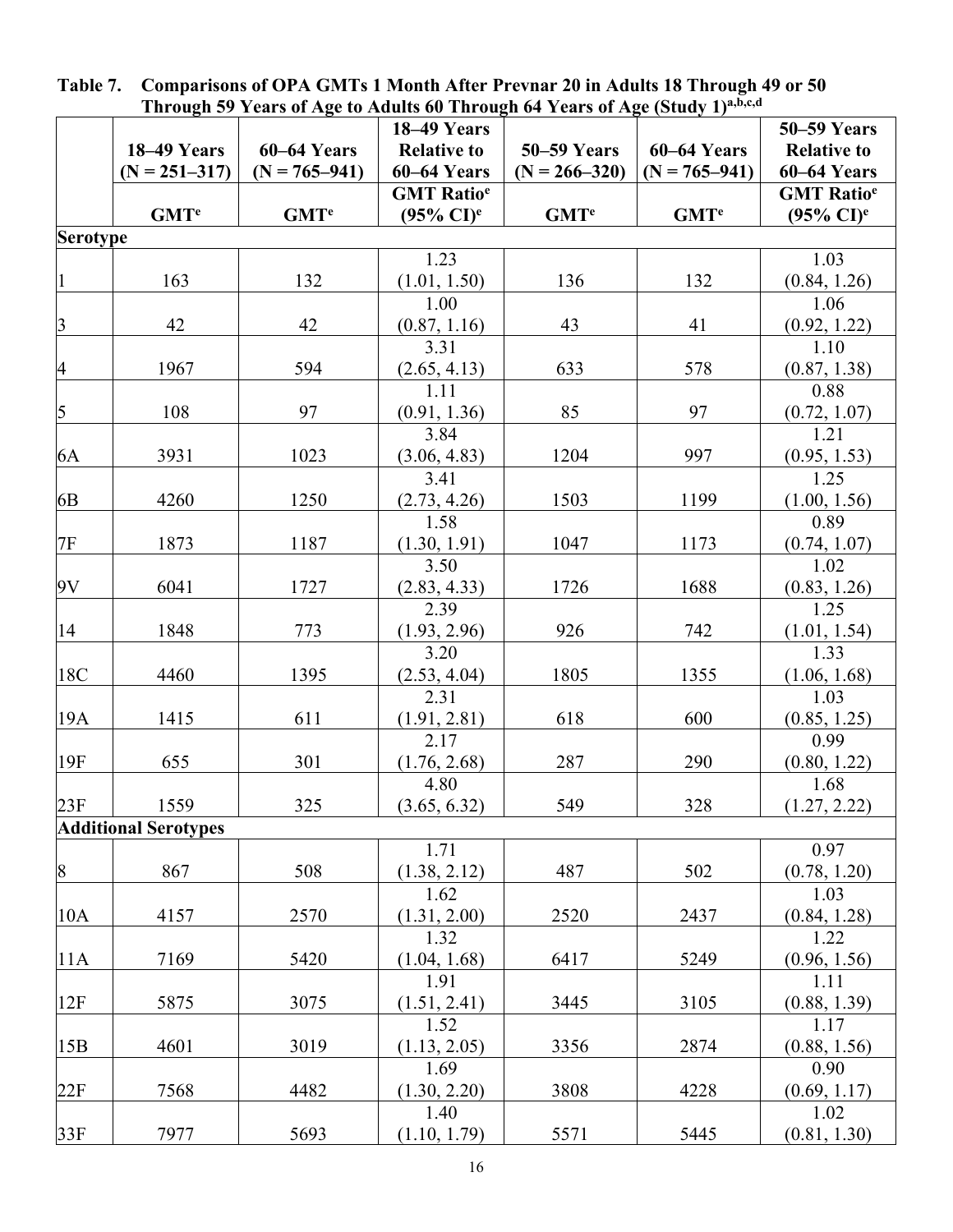**Table 7. Comparisons of OPA GMTs 1 Month After Prevnar 20 in Adults 18 Through 49 or 50 Through 59 Years of Age to Adults 60 Through 64 Years of Age (Study 1)[a,b,c,d]**

| | 18–49 Years (N = 251–317) | 60–64 Years (N = 765–941) | 18–49 Years Relative to 60–64 Years | 50–59 Years (N = 266–320) | 60–64 Years (N = 765–941) | 50–59 Years Relative to 60–64 Years |
|---|---|---|---|---|---|---|
| | GMT[e] | GMT[e] | GMT Ratio[e] (95% CI)[e] | GMT[e] | GMT[e] | GMT Ratio[e] (95% CI)[e] |
| **Serotype** | | | | | | |
| 1 | 163 | 132 | 1.23 (1.01, 1.50) | 136 | 132 | 1.03 (0.84, 1.26) |
| 3 | 42 | 42 | 1.00 (0.87, 1.16) | 43 | 41 | 1.06 (0.92, 1.22) |
| 4 | 1967 | 594 | 3.31 (2.65, 4.13) | 633 | 578 | 1.10 (0.87, 1.38) |
| 5 | 108 | 97 | 1.11 (0.91, 1.36) | 85 | 97 | 0.88 (0.72, 1.07) |
| 6A | 3931 | 1023 | 3.84 (3.06, 4.83) | 1204 | 997 | 1.21 (0.95, 1.53) |
| 6B | 4260 | 1250 | 3.41 (2.73, 4.26) | 1503 | 1199 | 1.25 (1.00, 1.56) |
| 7F | 1873 | 1187 | 1.58 (1.30, 1.91) | 1047 | 1173 | 0.89 (0.74, 1.07) |
| 9V | 6041 | 1727 | 3.50 (2.83, 4.33) | 1726 | 1688 | 1.02 (0.83, 1.26) |
| 14 | 1848 | 773 | 2.39 (1.93, 2.96) | 926 | 742 | 1.25 (1.01, 1.54) |
| 18C | 4460 | 1395 | 3.20 (2.53, 4.04) | 1805 | 1355 | 1.33 (1.06, 1.68) |
| 19A | 1415 | 611 | 2.31 (1.91, 2.81) | 618 | 600 | 1.03 (0.85, 1.25) |
| 19F | 655 | 301 | 2.17 (1.76, 2.68) | 287 | 290 | 0.99 (0.80, 1.22) |
| 23F | 1559 | 325 | 4.80 (3.65, 6.32) | 549 | 328 | 1.68 (1.27, 2.22) |
| **Additional Serotypes** | | | | | | |
| 8 | 867 | 508 | 1.71 (1.38, 2.12) | 487 | 502 | 0.97 (0.78, 1.20) |
| 10A | 4157 | 2570 | 1.62 (1.31, 2.00) | 2520 | 2437 | 1.03 (0.84, 1.28) |
| 11A | 7169 | 5420 | 1.32 (1.04, 1.68) | 6417 | 5249 | 1.22 (0.96, 1.56) |
| 12F | 5875 | 3075 | 1.91 (1.51, 2.41) | 3445 | 3105 | 1.11 (0.88, 1.39) |
| 15B | 4601 | 3019 | 1.52 (1.13, 2.05) | 3356 | 2874 | 1.17 (0.88, 1.56) |
| 22F | 7568 | 4482 | 1.69 (1.30, 2.20) | 3808 | 4228 | 0.90 (0.69, 1.17) |
| 33F | 7977 | 5693 | 1.40 (1.10, 1.79) | 5571 | 5445 | 1.02 (0.81, 1.30) |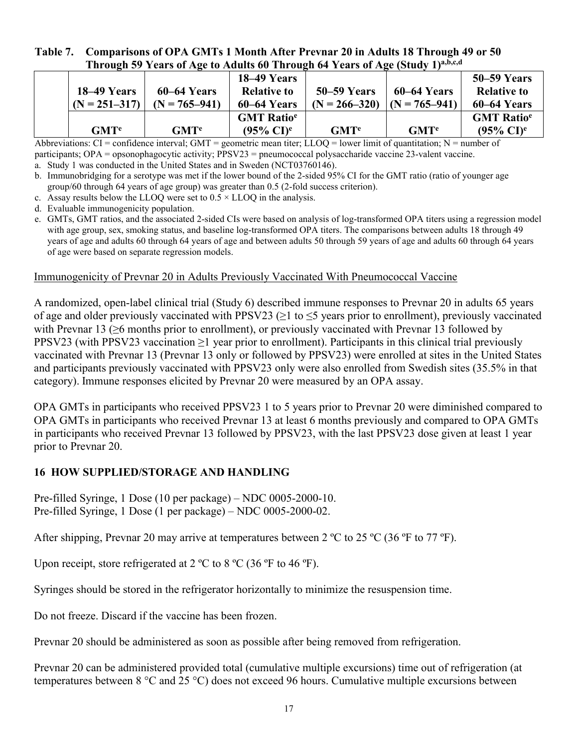**Table 7. Comparisons of OPA GMTs 1 Month After Prevnar 20 in Adults 18 Through 49 or 50 Through 59 Years of Age to Adults 60 Through 64 Years of Age (Study 1)[a,b,c,d]**

| | 18–49 Years (N = 251–317) | 60–64 Years (N = 765–941) | 18–49 Years Relative to 60–64 Years | 50–59 Years (N = 266–320) | 60–64 Years (N = 765–941) | 50–59 Years Relative to 60–64 Years |
|---|---|---|---|---|---|---|
| | GMT[e] | GMT[e] | GMT Ratio[e] (95% CI)[e] | GMT[e] | GMT[e] | GMT Ratio[e] (95% CI)[e] |

Abbreviations: CI = confidence interval; GMT = geometric mean titer; LLOQ = lower limit of quantitation; N = number of participants; OPA = opsonophagocytic activity; PPSV23 = pneumococcal polysaccharide vaccine 23-valent vaccine.

a. Study 1 was conducted in the United States and in Sweden (NCT03760146).

b. Immunobridging for a serotype was met if the lower bound of the 2-sided 95% CI for the GMT ratio (ratio of younger age group/60 through 64 years of age group) was greater than 0.5 (2-fold success criterion).

c. Assay results below the LLOQ were set to 0.5 × LLOQ in the analysis.

d. Evaluable immunogenicity population.

e. GMTs, GMT ratios, and the associated 2-sided CIs were based on analysis of log-transformed OPA titers using a regression model with age group, sex, smoking status, and baseline log-transformed OPA titers. The comparisons between adults 18 through 49 years of age and adults 60 through 64 years of age and between adults 50 through 59 years of age and adults 60 through 64 years of age were based on separate regression models.

Immunogenicity of Prevnar 20 in Adults Previously Vaccinated With Pneumococcal Vaccine

A randomized, open-label clinical trial (Study 6) described immune responses to Prevnar 20 in adults 65 years of age and older previously vaccinated with PPSV23 (≥1 to ≤5 years prior to enrollment), previously vaccinated with Prevnar 13 (≥6 months prior to enrollment), or previously vaccinated with Prevnar 13 followed by PPSV23 (with PPSV23 vaccination ≥1 year prior to enrollment). Participants in this clinical trial previously vaccinated with Prevnar 13 (Prevnar 13 only or followed by PPSV23) were enrolled at sites in the United States and participants previously vaccinated with PPSV23 only were also enrolled from Swedish sites (35.5% in that category). Immune responses elicited by Prevnar 20 were measured by an OPA assay.

OPA GMTs in participants who received PPSV23 1 to 5 years prior to Prevnar 20 were diminished compared to OPA GMTs in participants who received Prevnar 13 at least 6 months previously and compared to OPA GMTs in participants who received Prevnar 13 followed by PPSV23, with the last PPSV23 dose given at least 1 year prior to Prevnar 20.

## 16 HOW SUPPLIED/STORAGE AND HANDLING

Pre-filled Syringe, 1 Dose (10 per package) – NDC 0005-2000-10.
Pre-filled Syringe, 1 Dose (1 per package) – NDC 0005-2000-02.

After shipping, Prevnar 20 may arrive at temperatures between 2 ºC to 25 ºC (36 ºF to 77 ºF).

Upon receipt, store refrigerated at 2 ºC to 8 ºC (36 ºF to 46 ºF).

Syringes should be stored in the refrigerator horizontally to minimize the resuspension time.

Do not freeze. Discard if the vaccine has been frozen.

Prevnar 20 should be administered as soon as possible after being removed from refrigeration.

Prevnar 20 can be administered provided total (cumulative multiple excursions) time out of refrigeration (at temperatures between 8 °C and 25 °C) does not exceed 96 hours. Cumulative multiple excursions between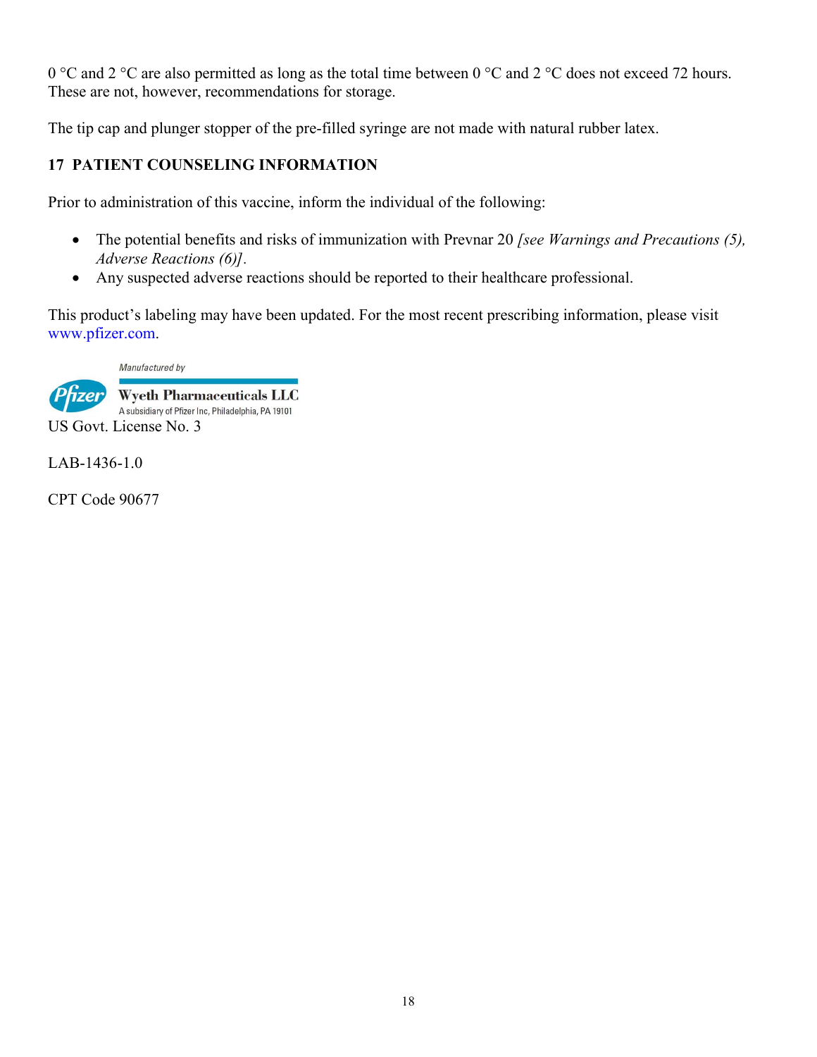0 °C and 2 °C are also permitted as long as the total time between 0 °C and 2 °C does not exceed 72 hours. These are not, however, recommendations for storage.

The tip cap and plunger stopper of the pre-filled syringe are not made with natural rubber latex.

## 17 PATIENT COUNSELING INFORMATION

Prior to administration of this vaccine, inform the individual of the following:

- The potential benefits and risks of immunization with Prevnar 20 *[see Warnings and Precautions (5), Adverse Reactions (6)]*.
- Any suspected adverse reactions should be reported to their healthcare professional.

This product's labeling may have been updated. For the most recent prescribing information, please visit www.pfizer.com.

*Manufactured by*

Pfizer

**Wyeth Pharmaceuticals LLC**
A subsidiary of Pfizer Inc, Philadelphia, PA 19101

US Govt. License No. 3

LAB-1436-1.0

CPT Code 90677